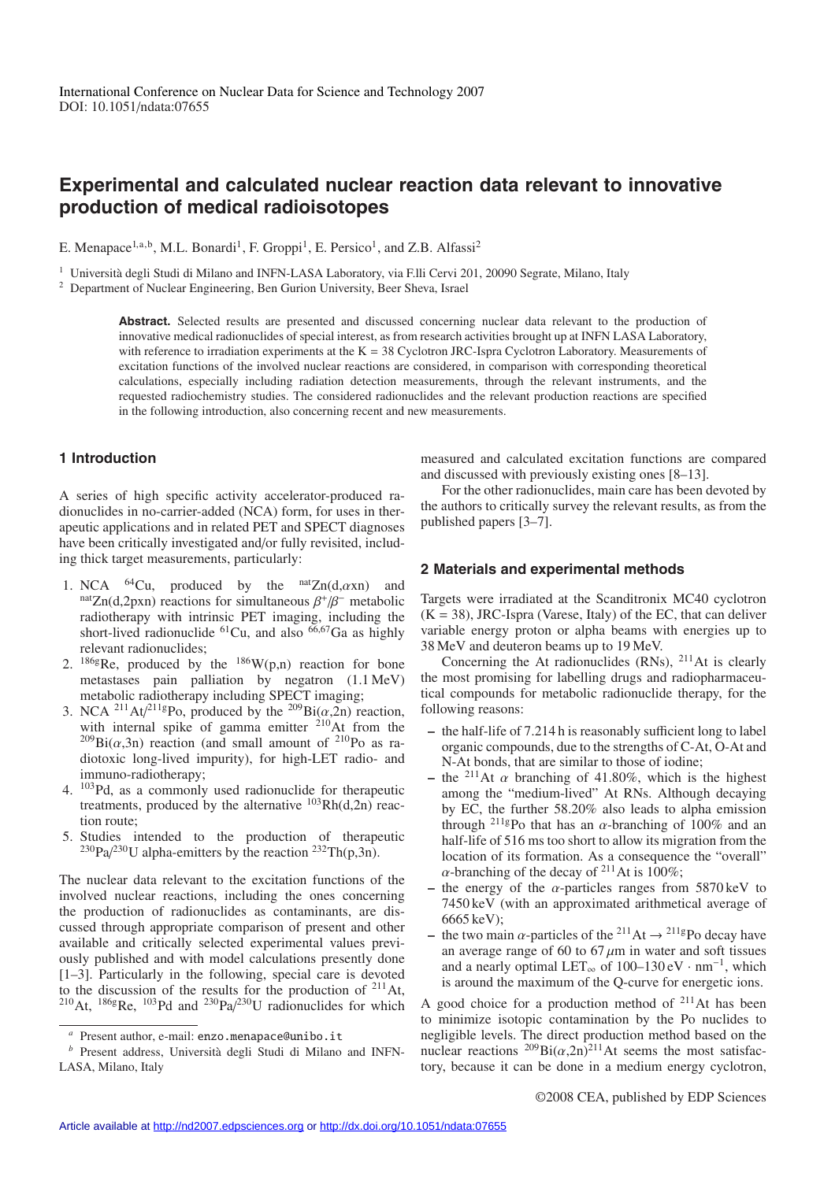International Conference on Nuclear Data for Science and Technology 2007
DOI: 10.1051/ndata:07655

# Experimental and calculated nuclear reaction data relevant to innovative production of medical radioisotopes

E. Menapace[1,a,b], M.L. Bonardi[1], F. Groppi[1], E. Persico[1], and Z.B. Alfassi[2]

[1] Università degli Studi di Milano and INFN-LASA Laboratory, via F.lli Cervi 201, 20090 Segrate, Milano, Italy
[2] Department of Nuclear Engineering, Ben Gurion University, Beer Sheva, Israel

**Abstract.** Selected results are presented and discussed concerning nuclear data relevant to the production of innovative medical radionuclides of special interest, as from research activities brought up at INFN LASA Laboratory, with reference to irradiation experiments at the K = 38 Cyclotron JRC-Ispra Cyclotron Laboratory. Measurements of excitation functions of the involved nuclear reactions are considered, in comparison with corresponding theoretical calculations, especially including radiation detection measurements, through the relevant instruments, and the requested radiochemistry studies. The considered radionuclides and the relevant production reactions are specified in the following introduction, also concerning recent and new measurements.

## 1 Introduction

A series of high specific activity accelerator-produced radionuclides in no-carrier-added (NCA) form, for uses in therapeutic applications and in related PET and SPECT diagnoses have been critically investigated and/or fully revisited, including thick target measurements, particularly:

1. NCA $^{64}$Cu, produced by the $^{nat}$Zn(d,$\alpha$xn) and $^{nat}$Zn(d,2pxn) reactions for simultaneous $\beta^+/\beta^-$ metabolic radiotherapy with intrinsic PET imaging, including the short-lived radionuclide $^{61}$Cu, and also $^{66,67}$Ga as highly relevant radionuclides;
2. $^{186g}$Re, produced by the $^{186}$W(p,n) reaction for bone metastases pain palliation by negatron (1.1 MeV) metabolic radiotherapy including SPECT imaging;
3. NCA $^{211}$At/$^{211g}$Po, produced by the $^{209}$Bi($\alpha$,2n) reaction, with internal spike of gamma emitter $^{210}$At from the $^{209}$Bi($\alpha$,3n) reaction (and small amount of $^{210}$Po as radiotoxic long-lived impurity), for high-LET radio- and immuno-radiotherapy;
4. $^{103}$Pd, as a commonly used radionuclide for therapeutic treatments, produced by the alternative $^{103}$Rh(d,2n) reaction route;
5. Studies intended to the production of therapeutic $^{230}$Pa/$^{230}$U alpha-emitters by the reaction $^{232}$Th(p,3n).

The nuclear data relevant to the excitation functions of the involved nuclear reactions, including the ones concerning the production of radionuclides as contaminants, are discussed through appropriate comparison of present and other available and critically selected experimental values previously published and with model calculations presently done [1–3]. Particularly in the following, special care is devoted to the discussion of the results for the production of $^{211}$At, $^{210}$At, $^{186g}$Re, $^{103}$Pd and $^{230}$Pa/$^{230}$U radionuclides for which measured and calculated excitation functions are compared and discussed with previously existing ones [8–13].

For the other radionuclides, main care has been devoted by the authors to critically survey the relevant results, as from the published papers [3–7].

## 2 Materials and experimental methods

Targets were irradiated at the Scanditronix MC40 cyclotron (K = 38), JRC-Ispra (Varese, Italy) of the EC, that can deliver variable energy proton or alpha beams with energies up to 38 MeV and deuteron beams up to 19 MeV.

Concerning the At radionuclides (RNs), $^{211}$At is clearly the most promising for labelling drugs and radiopharmaceutical compounds for metabolic radionuclide therapy, for the following reasons:

- the half-life of 7.214 h is reasonably sufficient long to label organic compounds, due to the strengths of C-At, O-At and N-At bonds, that are similar to those of iodine;
- the $^{211}$At $\alpha$ branching of 41.80%, which is the highest among the "medium-lived" At RNs. Although decaying by EC, the further 58.20% also leads to alpha emission through $^{211g}$Po that has an $\alpha$-branching of 100% and an half-life of 516 ms too short to allow its migration from the location of its formation. As a consequence the "overall" $\alpha$-branching of the decay of $^{211}$At is 100%;
- the energy of the $\alpha$-particles ranges from 5870 keV to 7450 keV (with an approximated arithmetical average of 6665 keV);
- the two main $\alpha$-particles of the $^{211}$At $\rightarrow$ $^{211g}$Po decay have an average range of 60 to 67 $\mu$m in water and soft tissues and a nearly optimal LET$_\infty$ of 100–130 eV $\cdot$ nm$^{-1}$, which is around the maximum of the Q-curve for energetic ions.

A good choice for a production method of $^{211}$At has been to minimize isotopic contamination by the Po nuclides to negligible levels. The direct production method based on the nuclear reactions $^{209}$Bi($\alpha$,2n)$^{211}$At seems the most satisfactory, because it can be done in a medium energy cyclotron,

[a] Present author, e-mail: enzo.menapace@unibo.it
[b] Present address, Università degli Studi di Milano and INFN-LASA, Milano, Italy

©2008 CEA, published by EDP Sciences

Article available at http://nd2007.edpsciences.org or http://dx.doi.org/10.1051/ndata:07655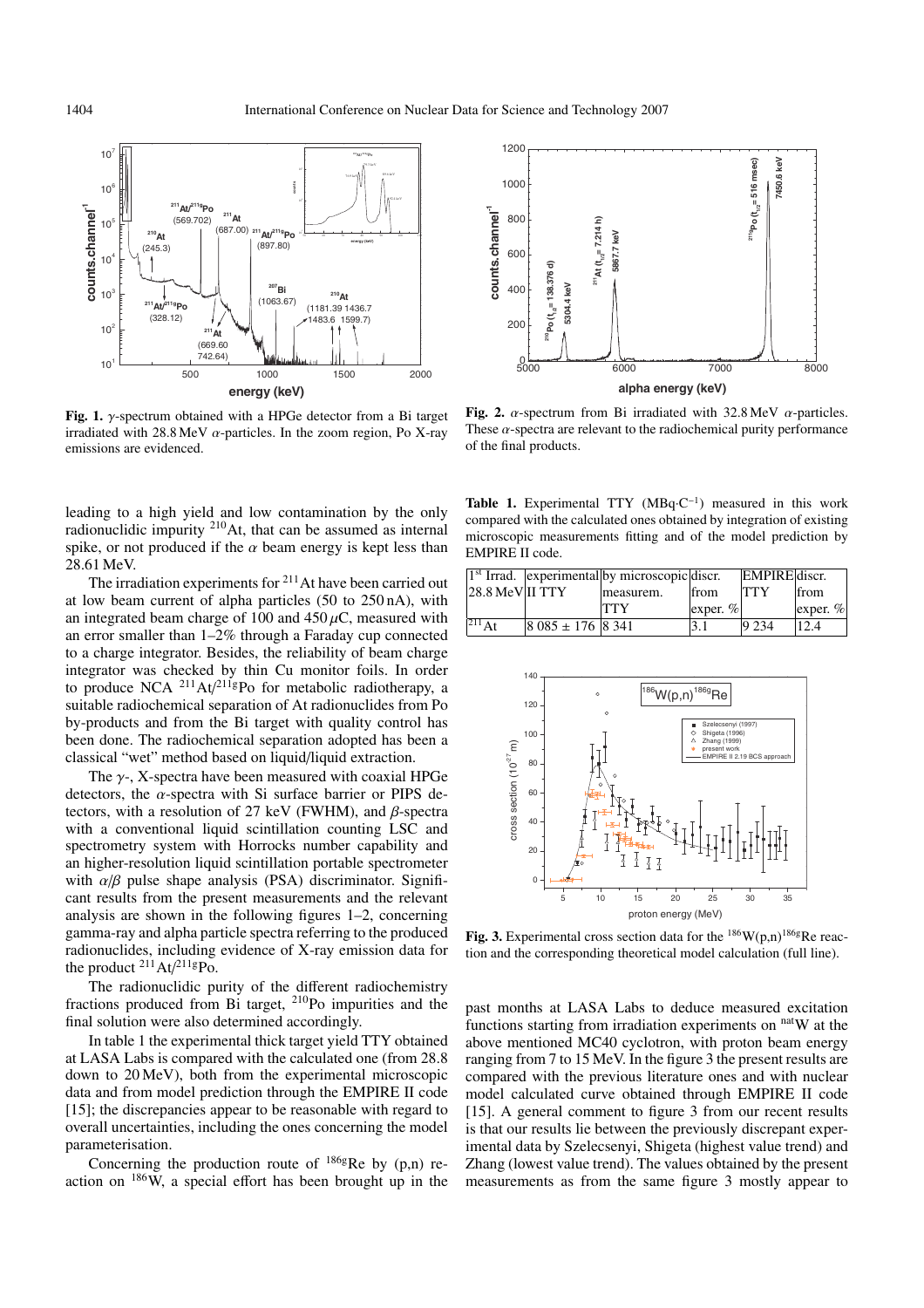**Fig. 1.** $\gamma$-spectrum obtained with a HPGe detector from a Bi target irradiated with 28.8 MeV $\alpha$-particles. In the zoom region, Po X-ray emissions are evidenced.

**Fig. 2.** $\alpha$-spectrum from Bi irradiated with 32.8 MeV $\alpha$-particles. These $\alpha$-spectra are relevant to the radiochemical purity performance of the final products.

leading to a high yield and low contamination by the only radionuclidic impurity $^{210}$At, that can be assumed as internal spike, or not produced if the $\alpha$ beam energy is kept less than 28.61 MeV.

The irradiation experiments for $^{211}$At have been carried out at low beam current of alpha particles (50 to 250 nA), with an integrated beam charge of 100 and 450 $\mu$C, measured with an error smaller than 1–2% through a Faraday cup connected to a charge integrator. Besides, the reliability of beam charge integrator was checked by thin Cu monitor foils. In order to produce NCA $^{211}$At/$^{211g}$Po for metabolic radiotherapy, a suitable radiochemical separation of At radionuclides from Po by-products and from the Bi target with quality control has been done. The radiochemical separation adopted has been a classical "wet" method based on liquid/liquid extraction.

The $\gamma$-, X-spectra have been measured with coaxial HPGe detectors, the $\alpha$-spectra with Si surface barrier or PIPS detectors, with a resolution of 27 keV (FWHM), and $\beta$-spectra with a conventional liquid scintillation counting LSC and spectrometry system with Horrocks number capability and an higher-resolution liquid scintillation portable spectrometer with $\alpha/\beta$ pulse shape analysis (PSA) discriminator. Significant results from the present measurements and the relevant analysis are shown in the following figures 1–2, concerning gamma-ray and alpha particle spectra referring to the produced radionuclides, including evidence of X-ray emission data for the product $^{211}$At/$^{211g}$Po.

The radionuclidic purity of the different radiochemistry fractions produced from Bi target, $^{210}$Po impurities and the final solution were also determined accordingly.

In table 1 the experimental thick target yield TTY obtained at LASA Labs is compared with the calculated one (from 28.8 down to 20 MeV), both from the experimental microscopic data and from model prediction through the EMPIRE II code [15]; the discrepancies appear to be reasonable with regard to overall uncertainties, including the ones concerning the model parameterisation.

Concerning the production route of $^{186g}$Re by (p,n) reaction on $^{186}$W, a special effort has been brought up in the past months at LASA Labs to deduce measured excitation functions starting from irradiation experiments on $^{nat}$W at the above mentioned MC40 cyclotron, with proton beam energy ranging from 7 to 15 MeV. In the figure 3 the present results are compared with the previous literature ones and with nuclear model calculated curve obtained through EMPIRE II code [15]. A general comment to figure 3 from our recent results is that our results lie between the previously discrepant experimental data by Szelecsenyi, Shigeta (highest value trend) and Zhang (lowest value trend). The values obtained by the present measurements as from the same figure 3 mostly appear to

**Table 1.** Experimental TTY (MBq·C$^{-1}$) measured in this work compared with the calculated ones obtained by integration of existing microscopic measurements fitting and of the model prediction by EMPIRE II code.

| 1st Irrad. 28.8 MeV | experimental TTY | by microscopic measurem. TTY | discr. from exper. % | EMPIRE II TTY | discr. from exper. % |
|---|---|---|---|---|---|
| $^{211}$At | 8 085 ± 176 | 8 341 | 3.1 | 9 234 | 12.4 |

**Fig. 3.** Experimental cross section data for the $^{186}$W(p,n)$^{186g}$Re reaction and the corresponding theoretical model calculation (full line).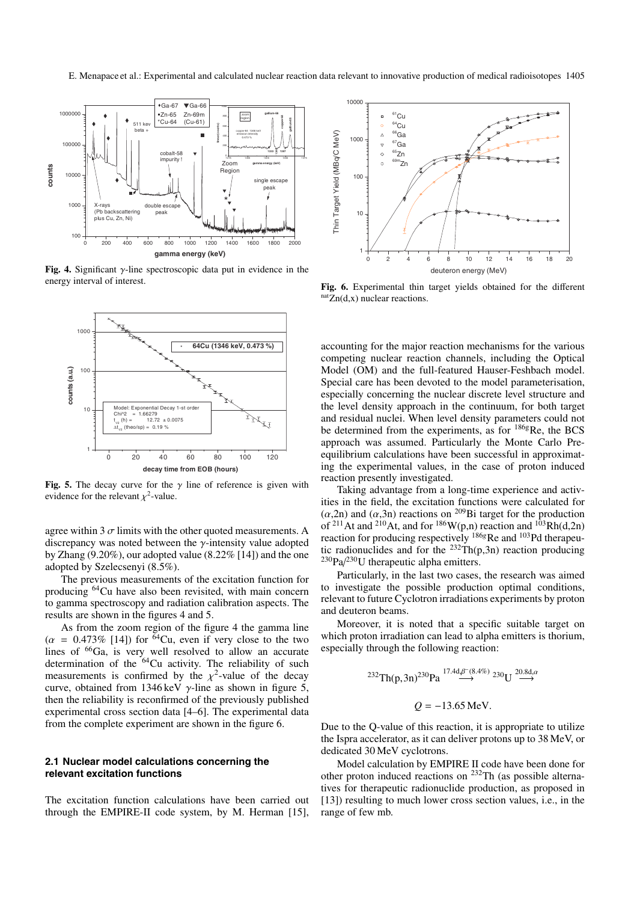Fig. 4. Significant $\gamma$-line spectroscopic data put in evidence in the energy interval of interest.

Fig. 5. The decay curve for the $\gamma$ line of reference is given with evidence for the relevant $\chi^2$-value.

agree within 3 $\sigma$ limits with the other quoted measurements. A discrepancy was noted between the $\gamma$-intensity value adopted by Zhang (9.20%), our adopted value (8.22% [14]) and the one adopted by Szelecsenyi (8.5%).

The previous measurements of the excitation function for producing $^{64}$Cu have also been revisited, with main concern to gamma spectroscopy and radiation calibration aspects. The results are shown in the figures 4 and 5.

As from the zoom region of the figure 4 the gamma line ($\alpha$ = 0.473% [14]) for $^{64}$Cu, even if very close to the two lines of $^{66}$Ga, is very well resolved to allow an accurate determination of the $^{64}$Cu activity. The reliability of such measurements is confirmed by the $\chi^2$-value of the decay curve, obtained from 1346 keV $\gamma$-line as shown in figure 5, then the reliability is reconfirmed of the previously published experimental cross section data [4–6]. The experimental data from the complete experiment are shown in the figure 6.

Fig. 6. Experimental thin target yields obtained for the different $^{nat}$Zn(d,x) nuclear reactions.

### 2.1 Nuclear model calculations concerning the relevant excitation functions

The excitation function calculations have been carried out through the EMPIRE-II code system, by M. Herman [15], accounting for the major reaction mechanisms for the various competing nuclear reaction channels, including the Optical Model (OM) and the full-featured Hauser-Feshbach model. Special care has been devoted to the model parameterisation, especially concerning the nuclear discrete level structure and the level density approach in the continuum, for both target and residual nuclei. When level density parameters could not be determined from the experiments, as for $^{186g}$Re, the BCS approach was assumed. Particularly the Monte Carlo Pre-equilibrium calculations have been successful in approximating the experimental values, in the case of proton induced reaction presently investigated.

Taking advantage from a long-time experience and activities in the field, the excitation functions were calculated for ($\alpha$,2n) and ($\alpha$,3n) reactions on $^{209}$Bi target for the production of $^{211}$At and $^{210}$At, and for $^{186}$W(p,n) reaction and $^{103}$Rh(d,2n) reaction for producing respectively $^{186g}$Re and $^{103}$Pd therapeutic radionuclides and for the $^{232}$Th(p,3n) reaction producing $^{230}$Pa/$^{230}$U therapeutic alpha emitters.

Particularly, in the last two cases, the research was aimed to investigate the possible production optimal conditions, relevant to future Cyclotron irradiations experiments by proton and deuteron beams.

Moreover, it is noted that a specific suitable target on which proton irradiation can lead to alpha emitters is thorium, especially through the following reaction:

$$^{232}\mathrm{Th(p,3n)}^{230}\mathrm{Pa} \overset{17.4\mathrm{d},\beta^-(8.4\%)}{\longrightarrow} {}^{230}\mathrm{U} \overset{20.8\mathrm{d},\alpha}{\longrightarrow}$$

$$Q = -13.65\,\mathrm{MeV}.$$

Due to the Q-value of this reaction, it is appropriate to utilize the Ispra accelerator, as it can deliver protons up to 38 MeV, or dedicated 30 MeV cyclotrons.

Model calculation by EMPIRE II code have been done for other proton induced reactions on $^{232}$Th (as possible alternatives for therapeutic radionuclide production, as proposed in [13]) resulting to much lower cross section values, i.e., in the range of few mb.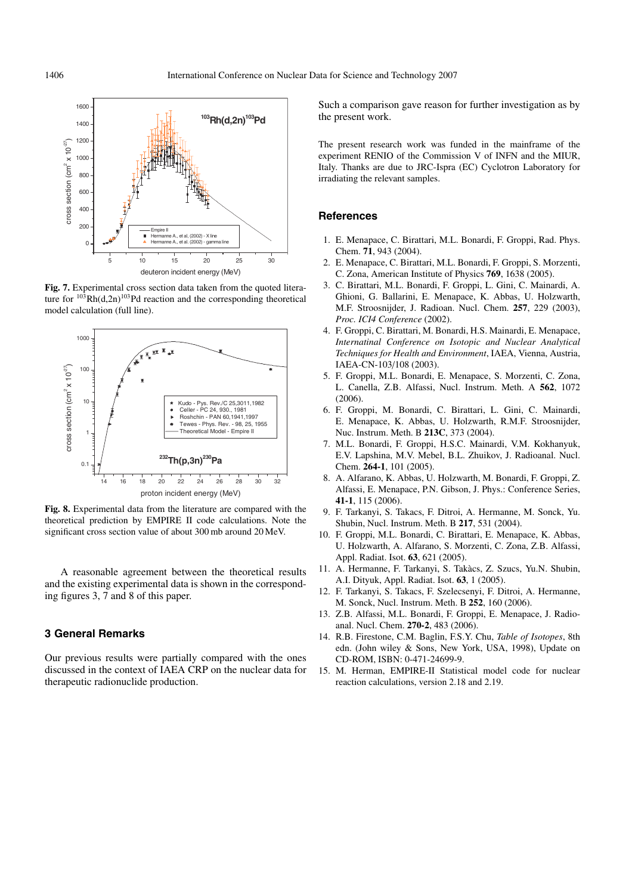103Rh(d,2n)103Pd

cross section (cm² x 10⁻²⁷)

deuteron incident energy (MeV)

Empire II

Hermanne A., et al, (2002) - X line

Hermanne A., et al. (2002) - gamma line

**Fig. 7.** Experimental cross section data taken from the quoted literature for $^{103}$Rh(d,2n)$^{103}$Pd reaction and the corresponding theoretical model calculation (full line).

232Th(p,3n)230Pa

cross section (cm² x 10⁻²⁷)

proton incident energy (MeV)

Kudo - Pys. Rev./C 25,3011,1982

Celler - PC 24, 930., 1981

Roshchin - PAN 60,1941,1997

Tewes - Phys. Rev. - 98, 25, 1955

Theoretical Model - Empire II

**Fig. 8.** Experimental data from the literature are compared with the theoretical prediction by EMPIRE II code calculations. Note the significant cross section value of about 300 mb around 20 MeV.

A reasonable agreement between the theoretical results and the existing experimental data is shown in the corresponding figures 3, 7 and 8 of this paper.

## 3 General Remarks

Our previous results were partially compared with the ones discussed in the context of IAEA CRP on the nuclear data for therapeutic radionuclide production.

Such a comparison gave reason for further investigation as by the present work.

The present research work was funded in the mainframe of the experiment RENIO of the Commission V of INFN and the MIUR, Italy. Thanks are due to JRC-Ispra (EC) Cyclotron Laboratory for irradiating the relevant samples.

## References

1. E. Menapace, C. Birattari, M.L. Bonardi, F. Groppi, Rad. Phys. Chem. **71**, 943 (2004).
2. E. Menapace, C. Birattari, M.L. Bonardi, F. Groppi, S. Morzenti, C. Zona, American Institute of Physics **769**, 1638 (2005).
3. C. Birattari, M.L. Bonardi, F. Groppi, L. Gini, C. Mainardi, A. Ghioni, G. Ballarini, E. Menapace, K. Abbas, U. Holzwarth, M.F. Stroosnijder, J. Radioan. Nucl. Chem. **257**, 229 (2003), *Proc. ICI4 Conference* (2002).
4. F. Groppi, C. Birattari, M. Bonardi, H.S. Mainardi, E. Menapace, *Internatinal Conference on Isotopic and Nuclear Analytical Techniques for Health and Environment*, IAEA, Vienna, Austria, IAEA-CN-103/108 (2003).
5. F. Groppi, M.L. Bonardi, E. Menapace, S. Morzenti, C. Zona, L. Canella, Z.B. Alfassi, Nucl. Instrum. Meth. A **562**, 1072 (2006).
6. F. Groppi, M. Bonardi, C. Birattari, L. Gini, C. Mainardi, E. Menapace, K. Abbas, U. Holzwarth, R.M.F. Stroosnijder, Nuc. Instrum. Meth. B **213C**, 373 (2004).
7. M.L. Bonardi, F. Groppi, H.S.C. Mainardi, V.M. Kokhanyuk, E.V. Lapshina, M.V. Mebel, B.L. Zhuikov, J. Radioanal. Nucl. Chem. **264-1**, 101 (2005).
8. A. Alfarano, K. Abbas, U. Holzwarth, M. Bonardi, F. Groppi, Z. Alfassi, E. Menapace, P.N. Gibson, J. Phys.: Conference Series, **41-1**, 115 (2006).
9. F. Tarkanyi, S. Takacs, F. Ditroi, A. Hermanne, M. Sonck, Yu. Shubin, Nucl. Instrum. Meth. B **217**, 531 (2004).
10. F. Groppi, M.L. Bonardi, C. Birattari, E. Menapace, K. Abbas, U. Holzwarth, A. Alfarano, S. Morzenti, C. Zona, Z.B. Alfassi, Appl. Radiat. Isot. **63**, 621 (2005).
11. A. Hermanne, F. Tarkanyi, S. Takàcs, Z. Szucs, Yu.N. Shubin, A.I. Dityuk, Appl. Radiat. Isot. **63**, 1 (2005).
12. F. Tarkanyi, S. Takacs, F. Szelecsenyi, F. Ditroi, A. Hermanne, M. Sonck, Nucl. Instrum. Meth. B **252**, 160 (2006).
13. Z.B. Alfassi, M.L. Bonardi, F. Groppi, E. Menapace, J. Radioanal. Nucl. Chem. **270-2**, 483 (2006).
14. R.B. Firestone, C.M. Baglin, F.S.Y. Chu, *Table of Isotopes*, 8th edn. (John wiley & Sons, New York, USA, 1998), Update on CD-ROM, ISBN: 0-471-24699-9.
15. M. Herman, EMPIRE-II Statistical model code for nuclear reaction calculations, version 2.18 and 2.19.